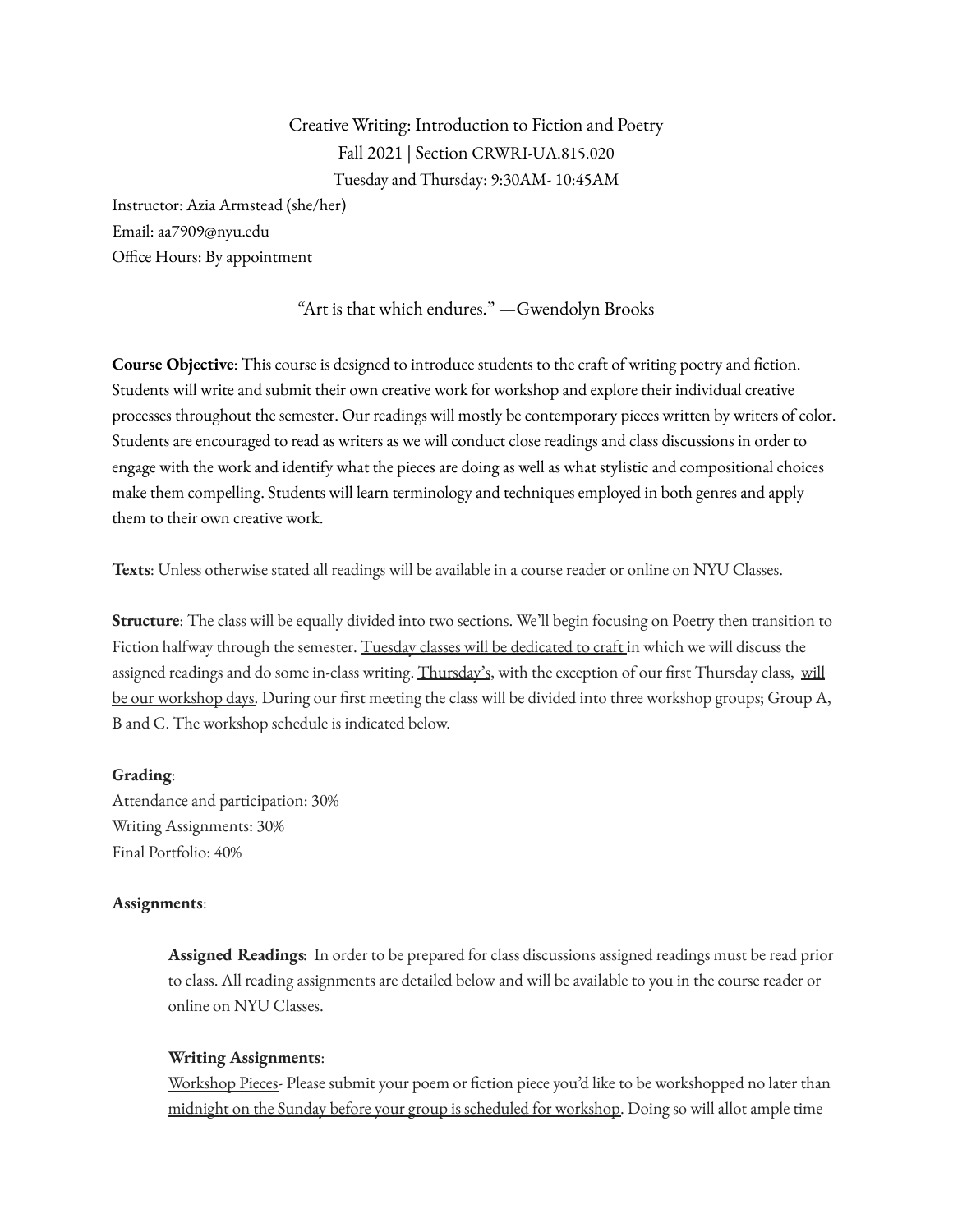Creative Writing: Introduction to Fiction and Poetry

Fall 2021 | Section CRWRI-UA.815.020

Tuesday and Thursday: 9:30AM- 10:45AM

Instructor: Azia Armstead (she/her)

Email: aa7909@nyu.edu

Office Hours: By appointment

"Art is that which endures." —Gwendolyn Brooks

**Course Objective**: This course is designed to introduce students to the craft of writing poetry and fiction. Students will write and submit their own creative work for workshop and explore their individual creative processes throughout the semester. Our readings will mostly be contemporary pieces written by writers of color. Students are encouraged to read as writers as we will conduct close readings and class discussions in order to engage with the work and identify what the pieces are doing as well as what stylistic and compositional choices make them compelling. Students will learn terminology and techniques employed in both genres and apply them to their own creative work.

**Texts**: Unless otherwise stated all readings will be available in a course reader or online on NYU Classes.

**Structure**: The class will be equally divided into two sections. We'll begin focusing on Poetry then transition to Fiction halfway through the semester. <u>Tuesday classes will be dedicated to craft</u> in which we will discuss the assigned readings and do some in-class writing. <u>Thursday's</u>, with the exception of our first Thursday class, <u>will be our workshop days</u>. During our first meeting the class will be divided into three workshop groups; Group A, B and C. The workshop schedule is indicated below.

**Grading**:

Attendance and participation: 30%

Writing Assignments: 30%

Final Portfolio: 40%

**Assignments**:

**Assigned Readings**: In order to be prepared for class discussions assigned readings must be read prior to class. All reading assignments are detailed below and will be available to you in the course reader or online on NYU Classes.

**Writing Assignments**:

<u>Workshop Pieces</u>- Please submit your poem or fiction piece you'd like to be workshopped no later than <u>midnight on the Sunday before your group is scheduled for workshop</u>. Doing so will allot ample time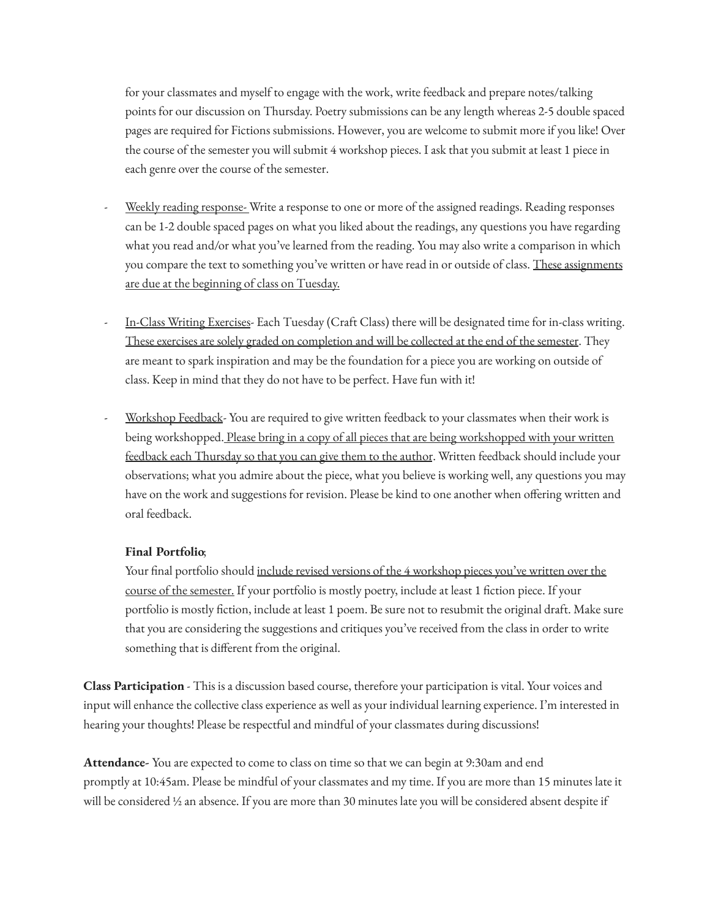for your classmates and myself to engage with the work, write feedback and prepare notes/talking points for our discussion on Thursday. Poetry submissions can be any length whereas 2-5 double spaced pages are required for Fictions submissions. However, you are welcome to submit more if you like! Over the course of the semester you will submit 4 workshop pieces. I ask that you submit at least 1 piece in each genre over the course of the semester.

- Weekly reading response- Write a response to one or more of the assigned readings. Reading responses can be 1-2 double spaced pages on what you liked about the readings, any questions you have regarding what you read and/or what you've learned from the reading. You may also write a comparison in which you compare the text to something you've written or have read in or outside of class. These assignments are due at the beginning of class on Tuesday.

- In-Class Writing Exercises- Each Tuesday (Craft Class) there will be designated time for in-class writing. These exercises are solely graded on completion and will be collected at the end of the semester. They are meant to spark inspiration and may be the foundation for a piece you are working on outside of class. Keep in mind that they do not have to be perfect. Have fun with it!

- Workshop Feedback- You are required to give written feedback to your classmates when their work is being workshopped. Please bring in a copy of all pieces that are being workshopped with your written feedback each Thursday so that you can give them to the author. Written feedback should include your observations; what you admire about the piece, what you believe is working well, any questions you may have on the work and suggestions for revision. Please be kind to one another when offering written and oral feedback.

**Final Portfolio**:
Your final portfolio should include revised versions of the 4 workshop pieces you've written over the course of the semester. If your portfolio is mostly poetry, include at least 1 fiction piece. If your portfolio is mostly fiction, include at least 1 poem. Be sure not to resubmit the original draft. Make sure that you are considering the suggestions and critiques you've received from the class in order to write something that is different from the original.

**Class Participation** - This is a discussion based course, therefore your participation is vital. Your voices and input will enhance the collective class experience as well as your individual learning experience. I'm interested in hearing your thoughts! Please be respectful and mindful of your classmates during discussions!

**Attendance**- You are expected to come to class on time so that we can begin at 9:30am and end promptly at 10:45am. Please be mindful of your classmates and my time. If you are more than 15 minutes late it will be considered ½ an absence. If you are more than 30 minutes late you will be considered absent despite if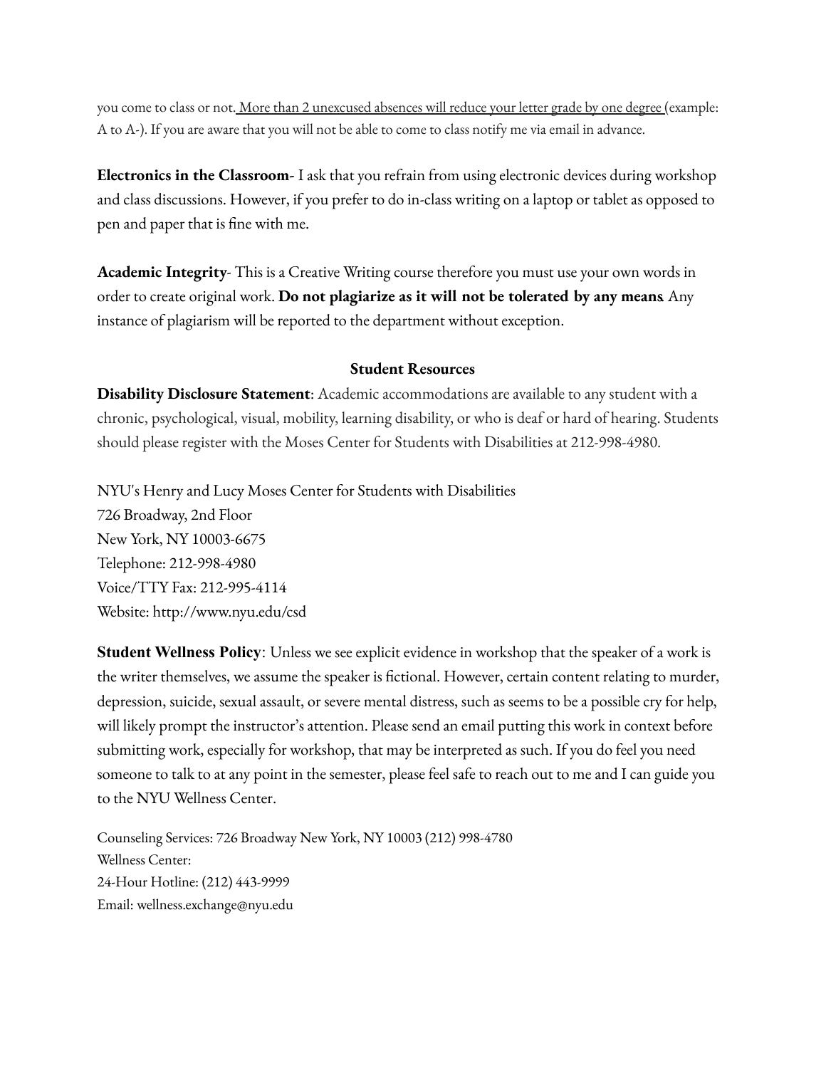you come to class or not. More than 2 unexcused absences will reduce your letter grade by one degree (example: A to A-). If you are aware that you will not be able to come to class notify me via email in advance.

**Electronics in the Classroom**- I ask that you refrain from using electronic devices during workshop and class discussions. However, if you prefer to do in-class writing on a laptop or tablet as opposed to pen and paper that is fine with me.

**Academic Integrity**- This is a Creative Writing course therefore you must use your own words in order to create original work. **Do not plagiarize as it will not be tolerated by any means**. Any instance of plagiarism will be reported to the department without exception.

## Student Resources

**Disability Disclosure Statement**: Academic accommodations are available to any student with a chronic, psychological, visual, mobility, learning disability, or who is deaf or hard of hearing. Students should please register with the Moses Center for Students with Disabilities at 212-998-4980.

NYU's Henry and Lucy Moses Center for Students with Disabilities
726 Broadway, 2nd Floor
New York, NY 10003-6675
Telephone: 212-998-4980
Voice/TTY Fax: 212-995-4114
Website: http://www.nyu.edu/csd

**Student Wellness Policy**: Unless we see explicit evidence in workshop that the speaker of a work is the writer themselves, we assume the speaker is fictional. However, certain content relating to murder, depression, suicide, sexual assault, or severe mental distress, such as seems to be a possible cry for help, will likely prompt the instructor's attention. Please send an email putting this work in context before submitting work, especially for workshop, that may be interpreted as such. If you do feel you need someone to talk to at any point in the semester, please feel safe to reach out to me and I can guide you to the NYU Wellness Center.

Counseling Services: 726 Broadway New York, NY 10003 (212) 998-4780
Wellness Center:
24-Hour Hotline: (212) 443-9999
Email: wellness.exchange@nyu.edu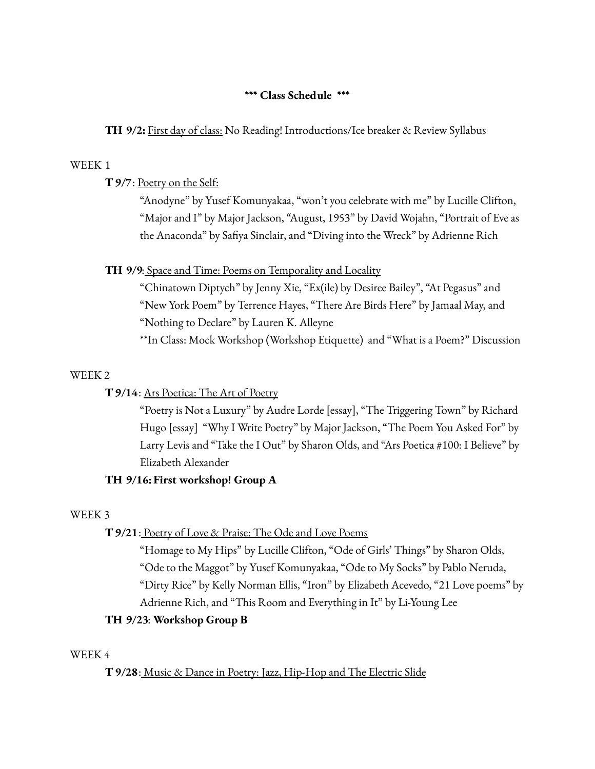**\*\*\* Class Schedule \*\*\***

**TH 9/2:** First day of class: No Reading! Introductions/Ice breaker & Review Syllabus

WEEK 1

**T 9/7**: Poetry on the Self:

"Anodyne" by Yusef Komunyakaa, "won't you celebrate with me" by Lucille Clifton, "Major and I" by Major Jackson, "August, 1953" by David Wojahn, "Portrait of Eve as the Anaconda" by Safiya Sinclair, and "Diving into the Wreck" by Adrienne Rich

**TH 9/9**: Space and Time: Poems on Temporality and Locality

"Chinatown Diptych" by Jenny Xie, "Ex(ile) by Desiree Bailey", "At Pegasus" and "New York Poem" by Terrence Hayes, "There Are Birds Here" by Jamaal May, and "Nothing to Declare" by Lauren K. Alleyne

**In Class: Mock Workshop (Workshop Etiquette) and "What is a Poem?" Discussion

WEEK 2

**T 9/14**: Ars Poetica: The Art of Poetry

"Poetry is Not a Luxury" by Audre Lorde [essay], "The Triggering Town" by Richard Hugo [essay] "Why I Write Poetry" by Major Jackson, "The Poem You Asked For" by Larry Levis and "Take the I Out" by Sharon Olds, and "Ars Poetica #100: I Believe" by Elizabeth Alexander

**TH 9/16: First workshop! Group A**

WEEK 3

**T 9/21**: Poetry of Love & Praise: The Ode and Love Poems

"Homage to My Hips" by Lucille Clifton, "Ode of Girls' Things" by Sharon Olds, "Ode to the Maggot" by Yusef Komunyakaa, "Ode to My Socks" by Pablo Neruda, "Dirty Rice" by Kelly Norman Ellis, "Iron" by Elizabeth Acevedo, "21 Love poems" by Adrienne Rich, and "This Room and Everything in It" by Li-Young Lee

**TH 9/23**: **Workshop Group B**

WEEK 4

**T 9/28**: Music & Dance in Poetry: Jazz, Hip-Hop and The Electric Slide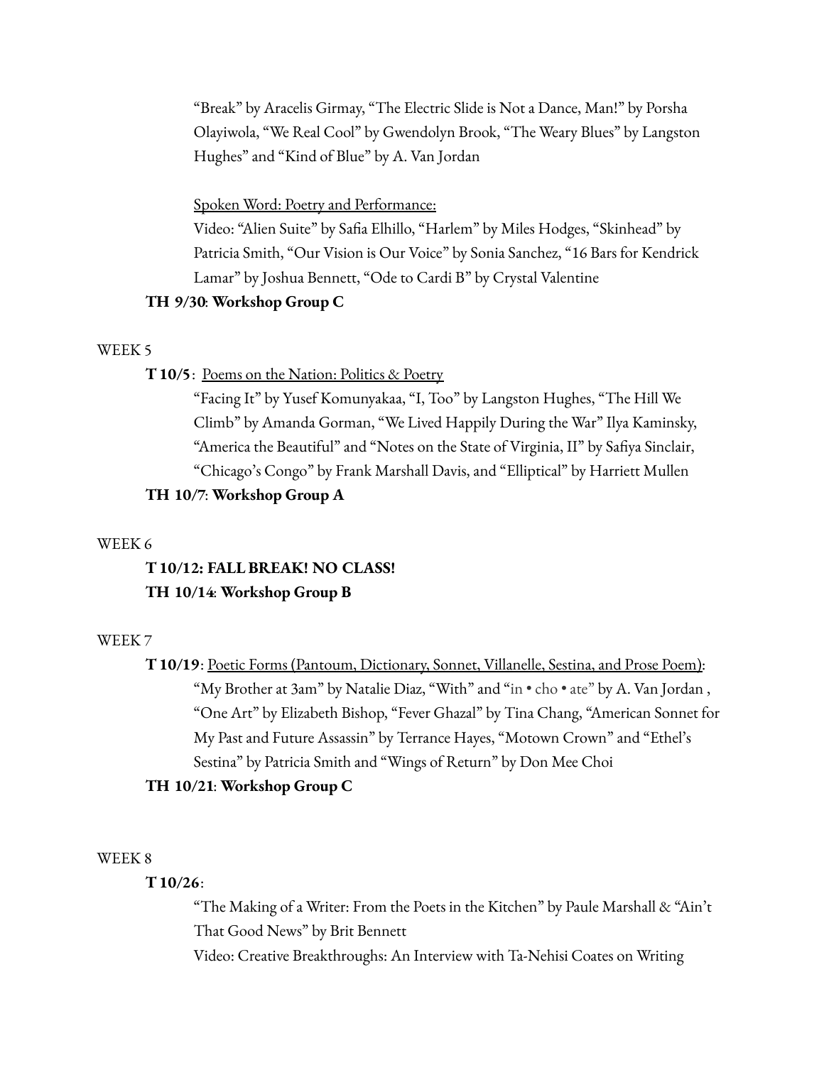"Break" by Aracelis Girmay, "The Electric Slide is Not a Dance, Man!" by Porsha Olayiwola, "We Real Cool" by Gwendolyn Brook, "The Weary Blues" by Langston Hughes" and "Kind of Blue" by A. Van Jordan

Spoken Word: Poetry and Performance:

Video: "Alien Suite" by Safia Elhillo, "Harlem" by Miles Hodges, "Skinhead" by Patricia Smith, "Our Vision is Our Voice" by Sonia Sanchez, "16 Bars for Kendrick Lamar" by Joshua Bennett, "Ode to Cardi B" by Crystal Valentine

**TH 9/30**: **Workshop Group C**

WEEK 5

**T 10/5**: Poems on the Nation: Politics & Poetry

"Facing It" by Yusef Komunyakaa, "I, Too" by Langston Hughes, "The Hill We Climb" by Amanda Gorman, "We Lived Happily During the War" Ilya Kaminsky, "America the Beautiful" and "Notes on the State of Virginia, II" by Safiya Sinclair, "Chicago's Congo" by Frank Marshall Davis, and "Elliptical" by Harriett Mullen

**TH 10/7**: **Workshop Group A**

WEEK 6

**T 10/12: FALL BREAK! NO CLASS!**

**TH 10/14**: **Workshop Group B**

WEEK 7

**T 10/19**: Poetic Forms (Pantoum, Dictionary, Sonnet, Villanelle, Sestina, and Prose Poem):

"My Brother at 3am" by Natalie Diaz, "With" and "in • cho • ate" by A. Van Jordan , "One Art" by Elizabeth Bishop, "Fever Ghazal" by Tina Chang, "American Sonnet for My Past and Future Assassin" by Terrance Hayes, "Motown Crown" and "Ethel's Sestina" by Patricia Smith and "Wings of Return" by Don Mee Choi

**TH 10/21**: **Workshop Group C**

WEEK 8

**T 10/26**:

"The Making of a Writer: From the Poets in the Kitchen" by Paule Marshall & "Ain't That Good News" by Brit Bennett

Video: Creative Breakthroughs: An Interview with Ta-Nehisi Coates on Writing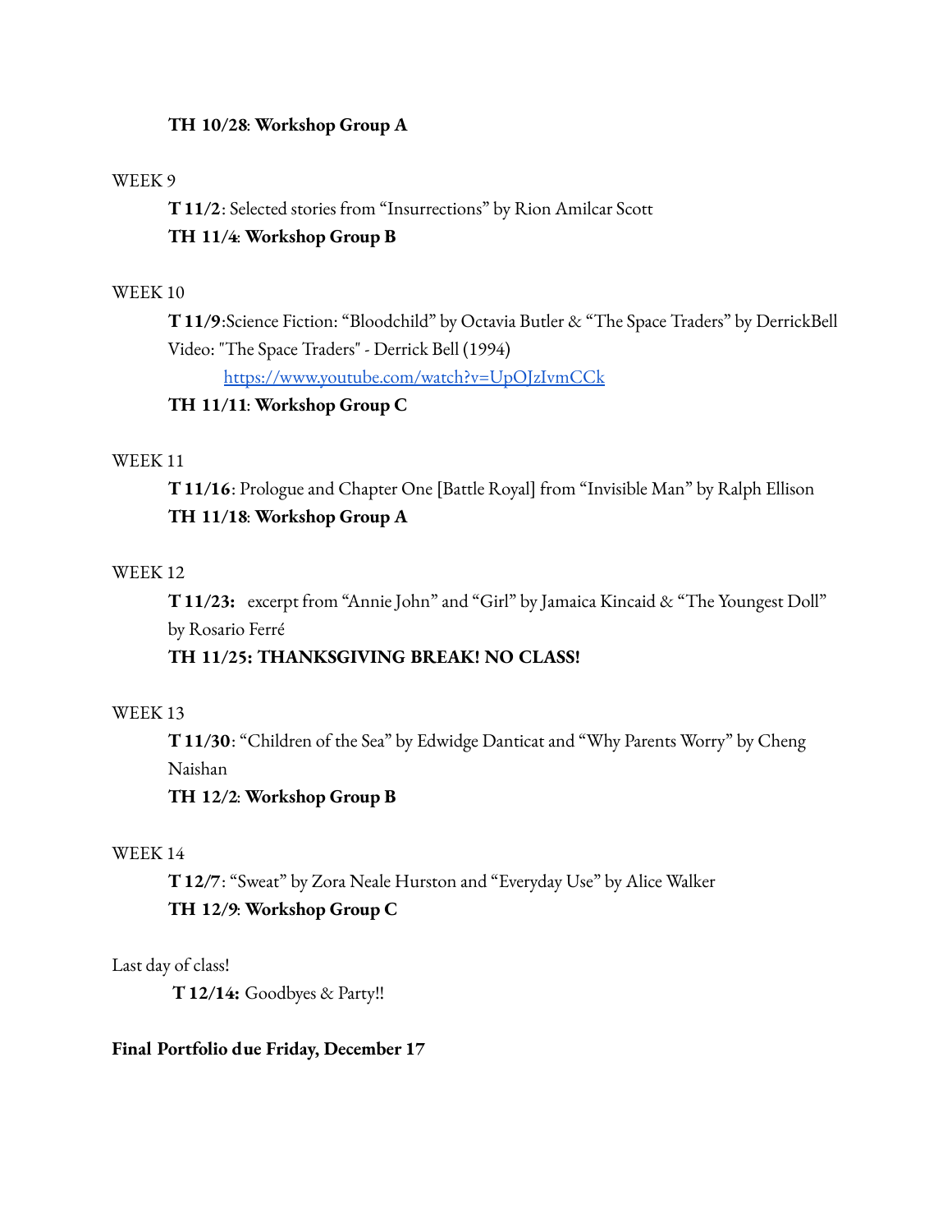**TH 10/28**: **Workshop Group A**

WEEK 9

**T 11/2**: Selected stories from "Insurrections" by Rion Amilcar Scott

**TH 11/4**: **Workshop Group B**

WEEK 10

**T 11/9**:Science Fiction: "Bloodchild" by Octavia Butler & "The Space Traders" by DerrickBell

Video: "The Space Traders" - Derrick Bell (1994)

[https://www.youtube.com/watch?v=UpOJzIvmCCk](https://www.youtube.com/watch?v=UpOJzIvmCCk)

**TH 11/11**: **Workshop Group C**

WEEK 11

**T 11/16**: Prologue and Chapter One [Battle Royal] from "Invisible Man" by Ralph Ellison

**TH 11/18**: **Workshop Group A**

WEEK 12

**T 11/23:** excerpt from "Annie John" and "Girl" by Jamaica Kincaid & "The Youngest Doll" by Rosario Ferré

**TH 11/25: THANKSGIVING BREAK! NO CLASS!**

WEEK 13

**T 11/30**: "Children of the Sea" by Edwidge Danticat and "Why Parents Worry" by Cheng Naishan

**TH 12/2**: **Workshop Group B**

WEEK 14

**T 12/7**: "Sweat" by Zora Neale Hurston and "Everyday Use" by Alice Walker

**TH 12/9**: **Workshop Group C**

Last day of class!

**T 12/14:** Goodbyes & Party!!

**Final Portfolio due Friday, December 17**